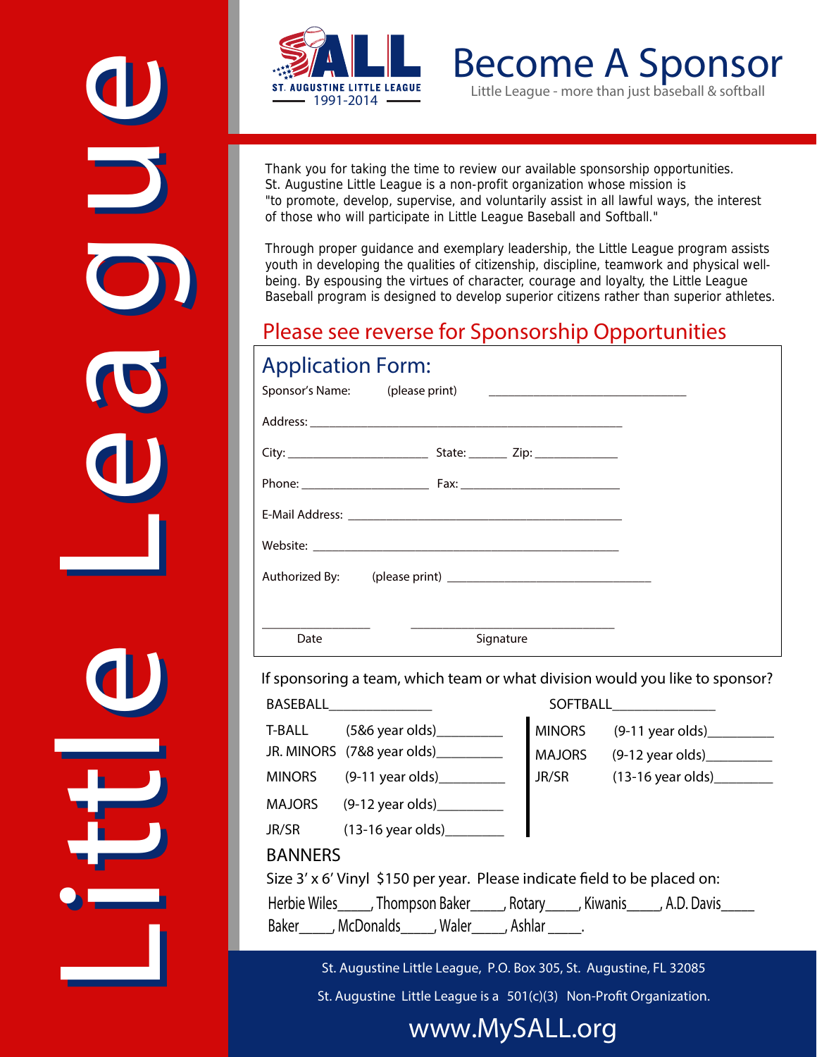Little League

SALL
ST. AUGUSTINE LITTLE LEAGUE
1991-2014

# Become A Sponsor

Little League - more than just baseball & softball

Thank you for taking the time to review our available sponsorship opportunities. St. Augustine Little League is a non-profit organization whose mission is "to promote, develop, supervise, and voluntarily assist in all lawful ways, the interest of those who will participate in Little League Baseball and Softball."

Through proper guidance and exemplary leadership, the Little League program assists youth in developing the qualities of citizenship, discipline, teamwork and physical well-being. By espousing the virtues of character, courage and loyalty, the Little League Baseball program is designed to develop superior citizens rather than superior athletes.

## Please see reverse for Sponsorship Opportunities

## Application Form:

Sponsor's Name: (please print) ______________________________

Address: ______________________________________________

City: ____________________ State: ______ Zip: ____________

Phone: __________________ Fax: _______________________

E-Mail Address: ________________________________________

Website: _____________________________________________

Authorized By: (please print) ______________________________

________________ ______________________________

Date Signature

If sponsoring a team, which team or what division would you like to sponsor?

| BASEBALL______________ | | SOFTBALL______________ | |
|---|---|---|---|
| T-BALL | (5&6 year olds)_________ | MINORS | (9-11 year olds)_________ |
| JR. MINORS | (7&8 year olds)_________ | MAJORS | (9-12 year olds)_________ |
| MINORS | (9-11 year olds)_________ | JR/SR | (13-16 year olds)________ |
| MAJORS | (9-12 year olds)_________ | | |
| JR/SR | (13-16 year olds)________ | | |

## BANNERS

Size 3' x 6' Vinyl $150 per year. Please indicate field to be placed on:

Herbie Wiles____, Thompson Baker_____, Rotary____, Kiwanis____, A.D. Davis_____
Baker_____, McDonalds_____, Waler_____, Ashlar _____.

St. Augustine Little League, P.O. Box 305, St. Augustine, FL 32085

St. Augustine Little League is a 501(c)(3) Non-Profit Organization.

www.MySALL.org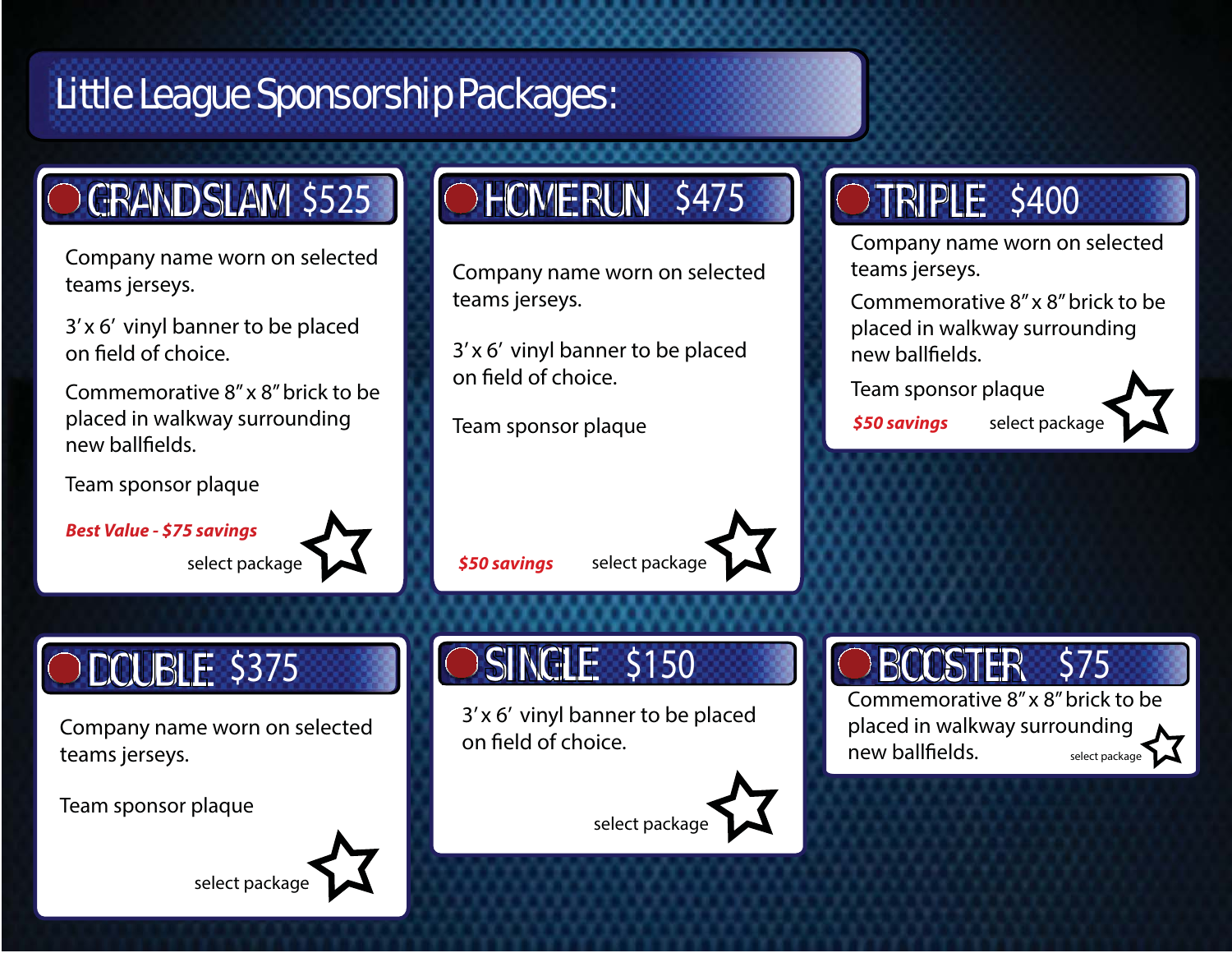# Little League Sponsorship Packages:

## GRAND SLAM $525

Company name worn on selected teams jerseys.

3’ x 6’ vinyl banner to be placed on field of choice.

Commemorative 8” x 8” brick to be placed in walkway surrounding new ballfields.

Team sponsor plaque

***Best Value - $75 savings***

select package

## HOME RUN $475

Company name worn on selected teams jerseys.

3’ x 6’ vinyl banner to be placed on field of choice.

Team sponsor plaque

***$50 savings***

select package

## TRIPLE $400

Company name worn on selected teams jerseys.

Commemorative 8” x 8” brick to be placed in walkway surrounding new ballfields.

Team sponsor plaque

***$50 savings***

select package

## DOUBLE $375

Company name worn on selected teams jerseys.

Team sponsor plaque

select package

## SINGLE $150

3’ x 6’ vinyl banner to be placed on field of choice.

select package

## BOOSTER $75

Commemorative 8” x 8” brick to be placed in walkway surrounding new ballfields.

select package